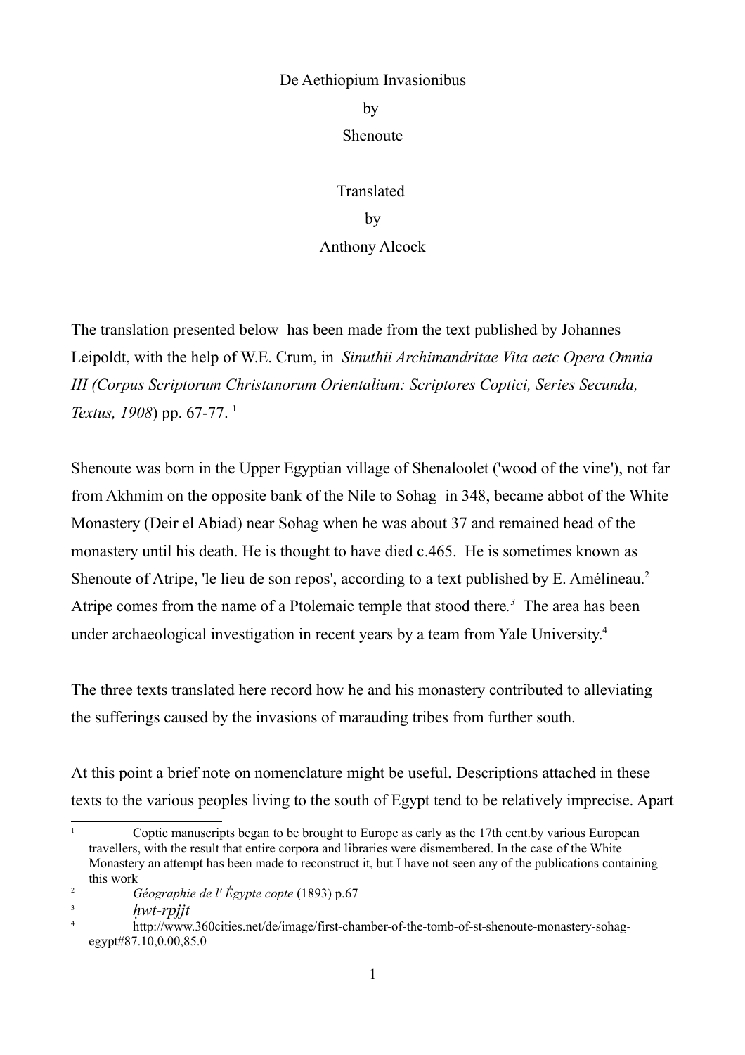# De Aethiopium Invasionibus

by

Shenoute

Translated

by

Anthony Alcock

The translation presented below has been made from the text published by Johannes Leipoldt, with the help of W.E. Crum, in *Sinuthii Archimandritae Vita aetc Opera Omnia III (Corpus Scriptorum Christanorum Orientalium: Scriptores Coptici, Series Secunda, Textus, 1908*) pp. 67-77. [1]

Shenoute was born in the Upper Egyptian village of Shenaloolet ('wood of the vine'), not far from Akhmim on the opposite bank of the Nile to Sohag in 348, became abbot of the White Monastery (Deir el Abiad) near Sohag when he was about 37 and remained head of the monastery until his death. He is thought to have died c.465. He is sometimes known as Shenoute of Atripe, 'le lieu de son repos', according to a text published by E. Amélineau.[2] Atripe comes from the name of a Ptolemaic temple that stood there.[3] The area has been under archaeological investigation in recent years by a team from Yale University.[4]

The three texts translated here record how he and his monastery contributed to alleviating the sufferings caused by the invasions of marauding tribes from further south.

At this point a brief note on nomenclature might be useful. Descriptions attached in these texts to the various peoples living to the south of Egypt tend to be relatively imprecise. Apart

---

1. Coptic manuscripts began to be brought to Europe as early as the 17th cent.by various European travellers, with the result that entire corpora and libraries were dismembered. In the case of the White Monastery an attempt has been made to reconstruct it, but I have not seen any of the publications containing this work
2. *Géographie de l' Égypte copte* (1893) p.67
3. *ḥwt-rpjjt*
4. http://www.360cities.net/de/image/first-chamber-of-the-tomb-of-st-shenoute-monastery-sohag-egypt#87.10,0.00,85.0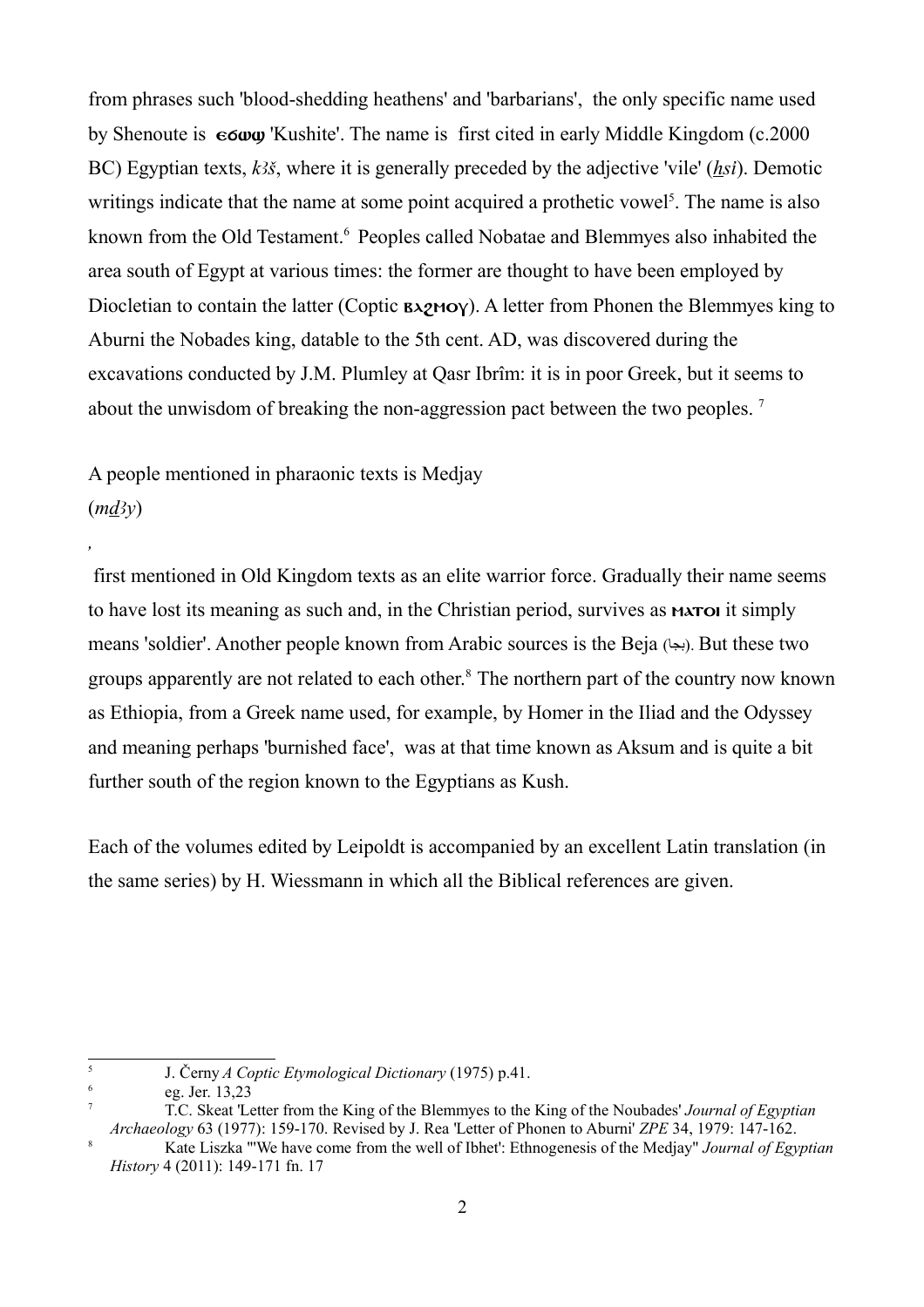from phrases such 'blood-shedding heathens' and 'barbarians', the only specific name used by Shenoute is **ⲉϭⲱϣ** 'Kushite'. The name is first cited in early Middle Kingdom (c.2000 BC) Egyptian texts, *kꜣš*, where it is generally preceded by the adjective 'vile' (*ẖsi*). Demotic writings indicate that the name at some point acquired a prothetic vowel[5]. The name is also known from the Old Testament.[6] Peoples called Nobatae and Blemmyes also inhabited the area south of Egypt at various times: the former are thought to have been employed by Diocletian to contain the latter (Coptic **ⲃⲗϩⲙⲟⲩ**). A letter from Phonen the Blemmyes king to Aburni the Nobades king, datable to the 5th cent. AD, was discovered during the excavations conducted by J.M. Plumley at Qasr Ibrîm: it is in poor Greek, but it seems to about the unwisdom of breaking the non-aggression pact between the two peoples. [7]

A people mentioned in pharaonic texts is Medjay (*mḏꜣy*)

,

first mentioned in Old Kingdom texts as an elite warrior force. Gradually their name seems to have lost its meaning as such and, in the Christian period, survives as **ⲙⲁⲧⲟⲓ** it simply means 'soldier'. Another people known from Arabic sources is the Beja (بجا). But these two groups apparently are not related to each other.[8] The northern part of the country now known as Ethiopia, from a Greek name used, for example, by Homer in the Iliad and the Odyssey and meaning perhaps 'burnished face', was at that time known as Aksum and is quite a bit further south of the region known to the Egyptians as Kush.

Each of the volumes edited by Leipoldt is accompanied by an excellent Latin translation (in the same series) by H. Wiessmann in which all the Biblical references are given.

---

5 J. Černy *A Coptic Etymological Dictionary* (1975) p.41.

6 eg. Jer. 13,23

7 T.C. Skeat 'Letter from the King of the Blemmyes to the King of the Noubades' *Journal of Egyptian Archaeology* 63 (1977): 159-170. Revised by J. Rea 'Letter of Phonen to Aburni' *ZPE* 34, 1979: 147-162.

8 Kate Liszka "'We have come from the well of Ibhet': Ethnogenesis of the Medjay" *Journal of Egyptian History* 4 (2011): 149-171 fn. 17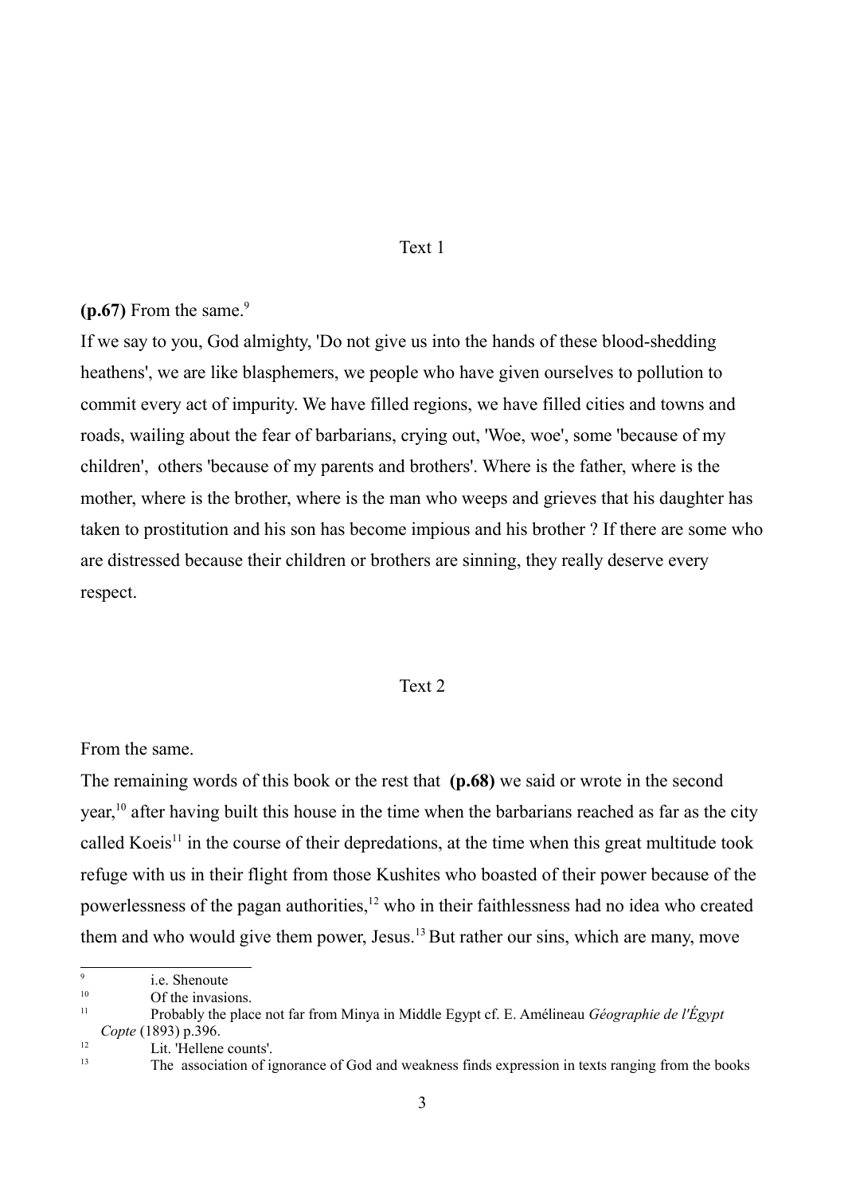## Text 1

**(p.67)** From the same.[9]

If we say to you, God almighty, 'Do not give us into the hands of these blood-shedding heathens', we are like blasphemers, we people who have given ourselves to pollution to commit every act of impurity. We have filled regions, we have filled cities and towns and roads, wailing about the fear of barbarians, crying out, 'Woe, woe', some 'because of my children', others 'because of my parents and brothers'. Where is the father, where is the mother, where is the brother, where is the man who weeps and grieves that his daughter has taken to prostitution and his son has become impious and his brother ? If there are some who are distressed because their children or brothers are sinning, they really deserve every respect.

## Text 2

From the same.

The remaining words of this book or the rest that **(p.68)** we said or wrote in the second year,[10] after having built this house in the time when the barbarians reached as far as the city called Koeis[11] in the course of their depredations, at the time when this great multitude took refuge with us in their flight from those Kushites who boasted of their power because of the powerlessness of the pagan authorities,[12] who in their faithlessness had no idea who created them and who would give them power, Jesus.[13] But rather our sins, which are many, move

---

[9] i.e. Shenoute

[10] Of the invasions.

[11] Probably the place not far from Minya in Middle Egypt cf. E. Amélineau *Géographie de l'Égypt Copte* (1893) p.396.

[12] Lit. 'Hellene counts'.

[13] The association of ignorance of God and weakness finds expression in texts ranging from the books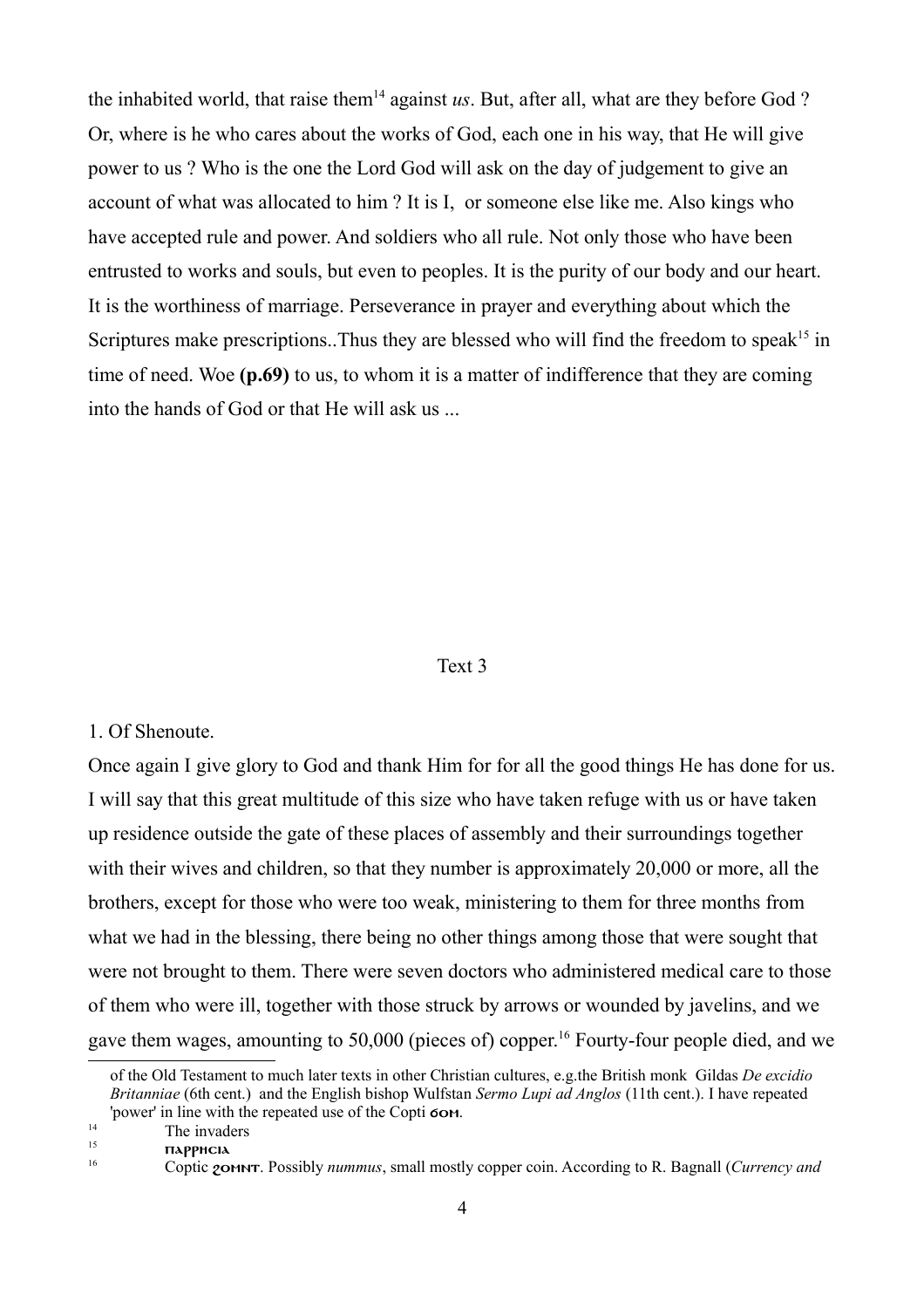the inhabited world, that raise them[14] against *us*. But, after all, what are they before God ? Or, where is he who cares about the works of God, each one in his way, that He will give power to us ? Who is the one the Lord God will ask on the day of judgement to give an account of what was allocated to him ? It is I, or someone else like me. Also kings who have accepted rule and power. And soldiers who all rule. Not only those who have been entrusted to works and souls, but even to peoples. It is the purity of our body and our heart. It is the worthiness of marriage. Perseverance in prayer and everything about which the Scriptures make prescriptions..Thus they are blessed who will find the freedom to speak[15] in time of need. Woe **(p.69)** to us, to whom it is a matter of indifference that they are coming into the hands of God or that He will ask us ...

## Text 3

1. Of Shenoute.

Once again I give glory to God and thank Him for for all the good things He has done for us. I will say that this great multitude of this size who have taken refuge with us or have taken up residence outside the gate of these places of assembly and their surroundings together with their wives and children, so that they number is approximately 20,000 or more, all the brothers, except for those who were too weak, ministering to them for three months from what we had in the blessing, there being no other things among those that were sought that were not brought to them. There were seven doctors who administered medical care to those of them who were ill, together with those struck by arrows or wounded by javelins, and we gave them wages, amounting to 50,000 (pieces of) copper.[16] Fourty-four people died, and we

---

of the Old Testament to much later texts in other Christian cultures, e.g.the British monk Gildas *De excidio Britanniae* (6th cent.) and the English bishop Wulfstan *Sermo Lupi ad Anglos* (11th cent.). I have repeated 'power' in line with the repeated use of the Copti **ϭⲟⲙ**.

[14] The invaders

[15] **ⲡⲁⲣⲣⲏⲥⲓⲁ**

[16] Coptic **ϩⲟⲙⲛⲧ**. Possibly *nummus*, small mostly copper coin. According to R. Bagnall (*Currency and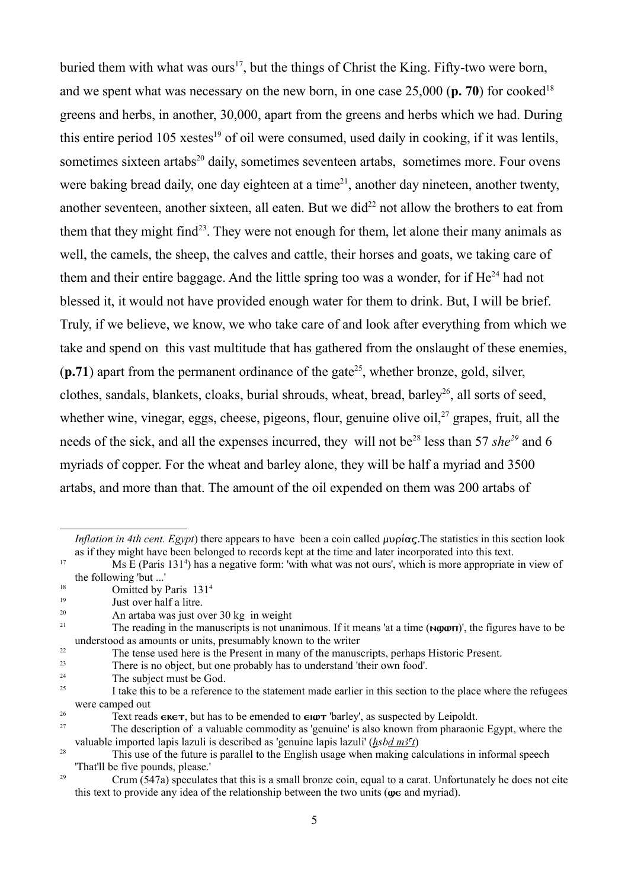buried them with what was ours[17], but the things of Christ the King. Fifty-two were born, and we spent what was necessary on the new born, in one case 25,000 (**p. 70**) for cooked[18] greens and herbs, in another, 30,000, apart from the greens and herbs which we had. During this entire period 105 xestes[19] of oil were consumed, used daily in cooking, if it was lentils, sometimes sixteen artabs[20] daily, sometimes seventeen artabs, sometimes more. Four ovens were baking bread daily, one day eighteen at a time[21], another day nineteen, another twenty, another seventeen, another sixteen, all eaten. But we did[22] not allow the brothers to eat from them that they might find[23]. They were not enough for them, let alone their many animals as well, the camels, the sheep, the calves and cattle, their horses and goats, we taking care of them and their entire baggage. And the little spring too was a wonder, for if He[24] had not blessed it, it would not have provided enough water for them to drink. But, I will be brief. Truly, if we believe, we know, we who take care of and look after everything from which we take and spend on this vast multitude that has gathered from the onslaught of these enemies, (**p.71**) apart from the permanent ordinance of the gate[25], whether bronze, gold, silver, clothes, sandals, blankets, cloaks, burial shrouds, wheat, bread, barley[26], all sorts of seed, whether wine, vinegar, eggs, cheese, pigeons, flour, genuine olive oil,[27] grapes, fruit, all the needs of the sick, and all the expenses incurred, they will not be[28] less than 57 *she*[29] and 6 myriads of copper. For the wheat and barley alone, they will be half a myriad and 3500 artabs, and more than that. The amount of the oil expended on them was 200 artabs of

---

*Inflation in 4th cent. Egypt*) there appears to have been a coin called μυρίας.The statistics in this section look as if they might have been belonged to records kept at the time and later incorporated into this text.

[17] Ms E (Paris 131[4]) has a negative form: 'with what was not ours', which is more appropriate in view of the following 'but ...'

[18] Omitted by Paris 131[4]

[19] Just over half a litre.

[20] An artaba was just over 30 kg in weight

[21] The reading in the manuscripts is not unanimous. If it means 'at a time (ⲛϣⲱⲡ)', the figures have to be understood as amounts or units, presumably known to the writer

[22] The tense used here is the Present in many of the manuscripts, perhaps Historic Present.

[23] There is no object, but one probably has to understand 'their own food'.

[24] The subject must be God.

[25] I take this to be a reference to the statement made earlier in this section to the place where the refugees were camped out

[26] Text reads ⲉⲕⲉⲧ, but has to be emended to ⲉⲓⲱⲧ 'barley', as suspected by Leipoldt.

[27] The description of a valuable commodity as 'genuine' is also known from pharaonic Egypt, where the valuable imported lapis lazuli is described as 'genuine lapis lazuli' (*ḫsbd mꜢʿt*)

[28] This use of the future is parallel to the English usage when making calculations in informal speech 'That'll be five pounds, please.'

[29] Crum (547a) speculates that this is a small bronze coin, equal to a carat. Unfortunately he does not cite this text to provide any idea of the relationship between the two units (ϣⲉ and myriad).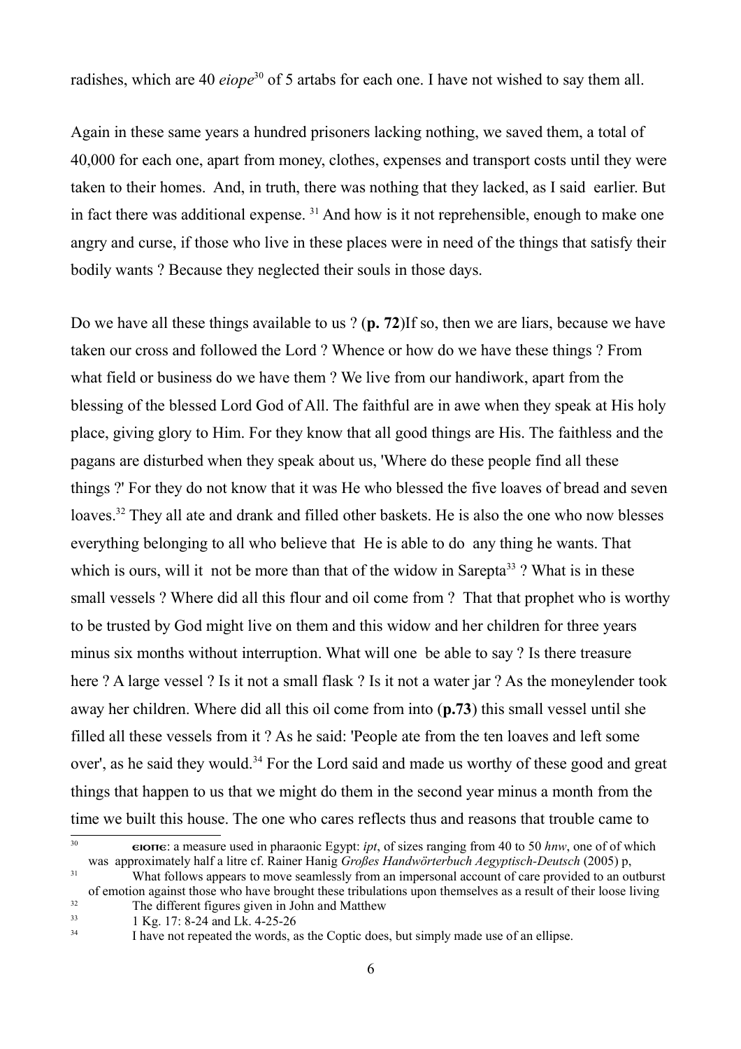radishes, which are 40 *eiope*[30] of 5 artabs for each one. I have not wished to say them all.

Again in these same years a hundred prisoners lacking nothing, we saved them, a total of 40,000 for each one, apart from money, clothes, expenses and transport costs until they were taken to their homes. And, in truth, there was nothing that they lacked, as I said earlier. But in fact there was additional expense. [31] And how is it not reprehensible, enough to make one angry and curse, if those who live in these places were in need of the things that satisfy their bodily wants ? Because they neglected their souls in those days.

Do we have all these things available to us ? (**p. 72**)If so, then we are liars, because we have taken our cross and followed the Lord ? Whence or how do we have these things ? From what field or business do we have them ? We live from our handiwork, apart from the blessing of the blessed Lord God of All. The faithful are in awe when they speak at His holy place, giving glory to Him. For they know that all good things are His. The faithless and the pagans are disturbed when they speak about us, 'Where do these people find all these things ?' For they do not know that it was He who blessed the five loaves of bread and seven loaves.[32] They all ate and drank and filled other baskets. He is also the one who now blesses everything belonging to all who believe that He is able to do any thing he wants. That which is ours, will it not be more than that of the widow in Sarepta[33] ? What is in these small vessels ? Where did all this flour and oil come from ? That that prophet who is worthy to be trusted by God might live on them and this widow and her children for three years minus six months without interruption. What will one be able to say ? Is there treasure here ? A large vessel ? Is it not a small flask ? Is it not a water jar ? As the moneylender took away her children. Where did all this oil come from into (**p.73**) this small vessel until she filled all these vessels from it ? As he said: 'People ate from the ten loaves and left some over', as he said they would.[34] For the Lord said and made us worthy of these good and great things that happen to us that we might do them in the second year minus a month from the time we built this house. The one who cares reflects thus and reasons that trouble came to

---

[30] **ⲉⲓⲟⲡⲉ**: a measure used in pharaonic Egypt: *ipt*, of sizes ranging from 40 to 50 *hnw*, one of of which was approximately half a litre cf. Rainer Hanig *Großes Handwörterbuch Aegyptisch-Deutsch* (2005) p,

[31] What follows appears to move seamlessly from an impersonal account of care provided to an outburst of emotion against those who have brought these tribulations upon themselves as a result of their loose living

[32] The different figures given in John and Matthew

[33] 1 Kg. 17: 8-24 and Lk. 4-25-26

[34] I have not repeated the words, as the Coptic does, but simply made use of an ellipse.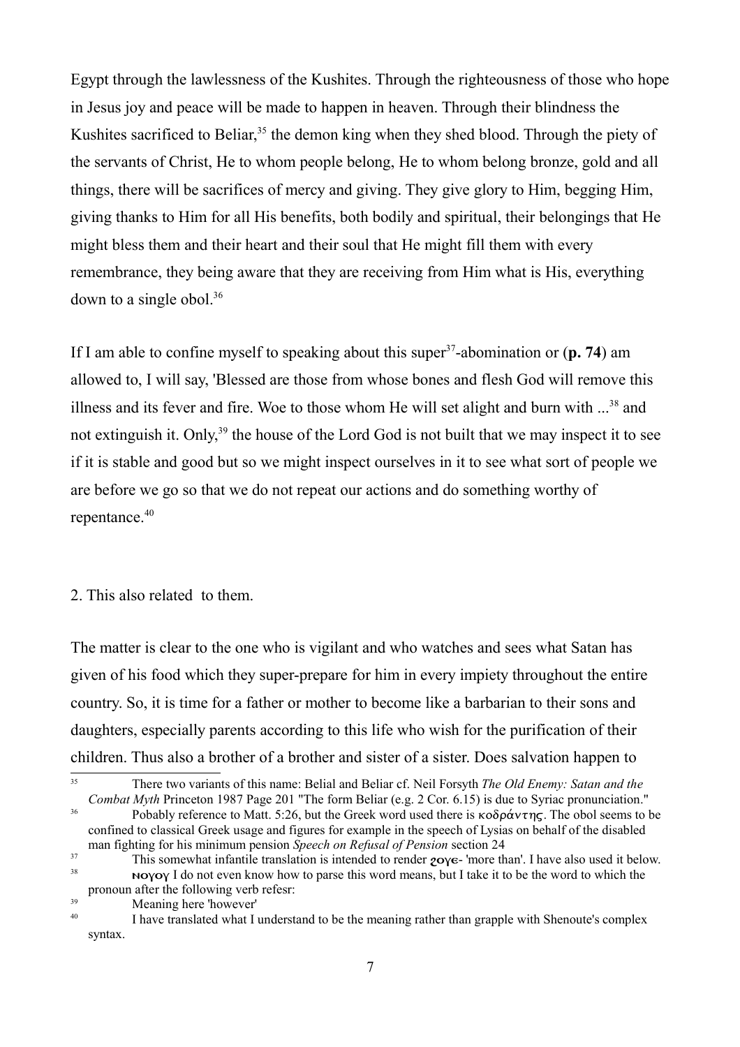Egypt through the lawlessness of the Kushites. Through the righteousness of those who hope in Jesus joy and peace will be made to happen in heaven. Through their blindness the Kushites sacrificed to Beliar,[35] the demon king when they shed blood. Through the piety of the servants of Christ, He to whom people belong, He to whom belong bronze, gold and all things, there will be sacrifices of mercy and giving. They give glory to Him, begging Him, giving thanks to Him for all His benefits, both bodily and spiritual, their belongings that He might bless them and their heart and their soul that He might fill them with every remembrance, they being aware that they are receiving from Him what is His, everything down to a single obol.[36]

If I am able to confine myself to speaking about this super[37]-abomination or (**p. 74**) am allowed to, I will say, 'Blessed are those from whose bones and flesh God will remove this illness and its fever and fire. Woe to those whom He will set alight and burn with ...[38] and not extinguish it. Only,[39] the house of the Lord God is not built that we may inspect it to see if it is stable and good but so we might inspect ourselves in it to see what sort of people we are before we go so that we do not repeat our actions and do something worthy of repentance.[40]

2. This also related to them.

The matter is clear to the one who is vigilant and who watches and sees what Satan has given of his food which they super-prepare for him in every impiety throughout the entire country. So, it is time for a father or mother to become like a barbarian to their sons and daughters, especially parents according to this life who wish for the purification of their children. Thus also a brother of a brother and sister of a sister. Does salvation happen to

---

[35] There two variants of this name: Belial and Beliar cf. Neil Forsyth *The Old Enemy: Satan and the Combat Myth* Princeton 1987 Page 201 "The form Beliar (e.g. 2 Cor. 6.15) is due to Syriac pronunciation."

[36] Pobably reference to Matt. 5:26, but the Greek word used there is κοδράντης. The obol seems to be confined to classical Greek usage and figures for example in the speech of Lysias on behalf of the disabled man fighting for his minimum pension *Speech on Refusal of Pension* section 24

[37] This somewhat infantile translation is intended to render ϩⲟⲩⲉ- 'more than'. I have also used it below.

[38] ⲛⲟⲩⲟⲩ I do not even know how to parse this word means, but I take it to be the word to which the pronoun after the following verb refesr:

[39] Meaning here 'however'

[40] I have translated what I understand to be the meaning rather than grapple with Shenoute's complex syntax.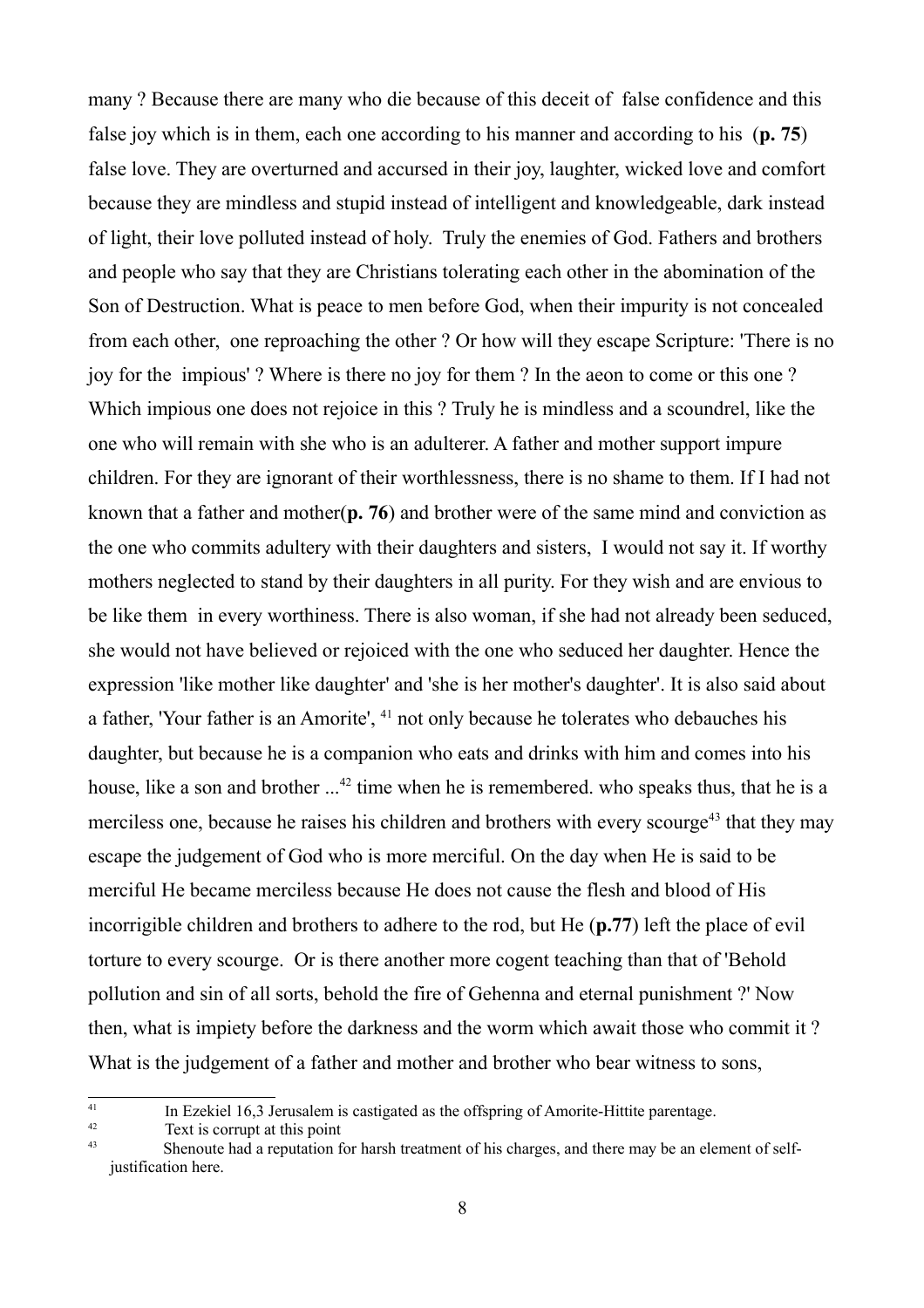many ? Because there are many who die because of this deceit of false confidence and this false joy which is in them, each one according to his manner and according to his (**p. 75**) false love. They are overturned and accursed in their joy, laughter, wicked love and comfort because they are mindless and stupid instead of intelligent and knowledgeable, dark instead of light, their love polluted instead of holy. Truly the enemies of God. Fathers and brothers and people who say that they are Christians tolerating each other in the abomination of the Son of Destruction. What is peace to men before God, when their impurity is not concealed from each other, one reproaching the other ? Or how will they escape Scripture: 'There is no joy for the impious' ? Where is there no joy for them ? In the aeon to come or this one ? Which impious one does not rejoice in this ? Truly he is mindless and a scoundrel, like the one who will remain with she who is an adulterer. A father and mother support impure children. For they are ignorant of their worthlessness, there is no shame to them. If I had not known that a father and mother(**p. 76**) and brother were of the same mind and conviction as the one who commits adultery with their daughters and sisters, I would not say it. If worthy mothers neglected to stand by their daughters in all purity. For they wish and are envious to be like them in every worthiness. There is also woman, if she had not already been seduced, she would not have believed or rejoiced with the one who seduced her daughter. Hence the expression 'like mother like daughter' and 'she is her mother's daughter'. It is also said about a father, 'Your father is an Amorite', [41] not only because he tolerates who debauches his daughter, but because he is a companion who eats and drinks with him and comes into his house, like a son and brother ...[42] time when he is remembered. who speaks thus, that he is a merciless one, because he raises his children and brothers with every scourge[43] that they may escape the judgement of God who is more merciful. On the day when He is said to be merciful He became merciless because He does not cause the flesh and blood of His incorrigible children and brothers to adhere to the rod, but He (**p.77**) left the place of evil torture to every scourge. Or is there another more cogent teaching than that of 'Behold pollution and sin of all sorts, behold the fire of Gehenna and eternal punishment ?' Now then, what is impiety before the darkness and the worm which await those who commit it ? What is the judgement of a father and mother and brother who bear witness to sons,

---

[41] In Ezekiel 16,3 Jerusalem is castigated as the offspring of Amorite-Hittite parentage.

[42] Text is corrupt at this point

[43] Shenoute had a reputation for harsh treatment of his charges, and there may be an element of self-justification here.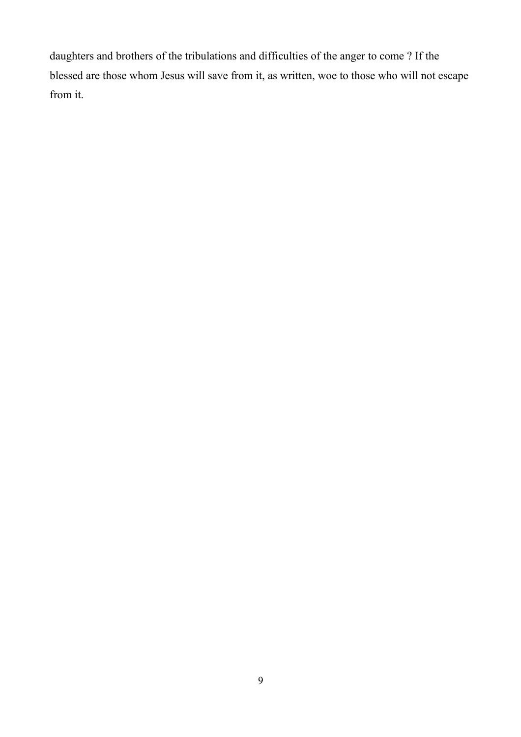daughters and brothers of the tribulations and difficulties of the anger to come ? If the blessed are those whom Jesus will save from it, as written, woe to those who will not escape from it.